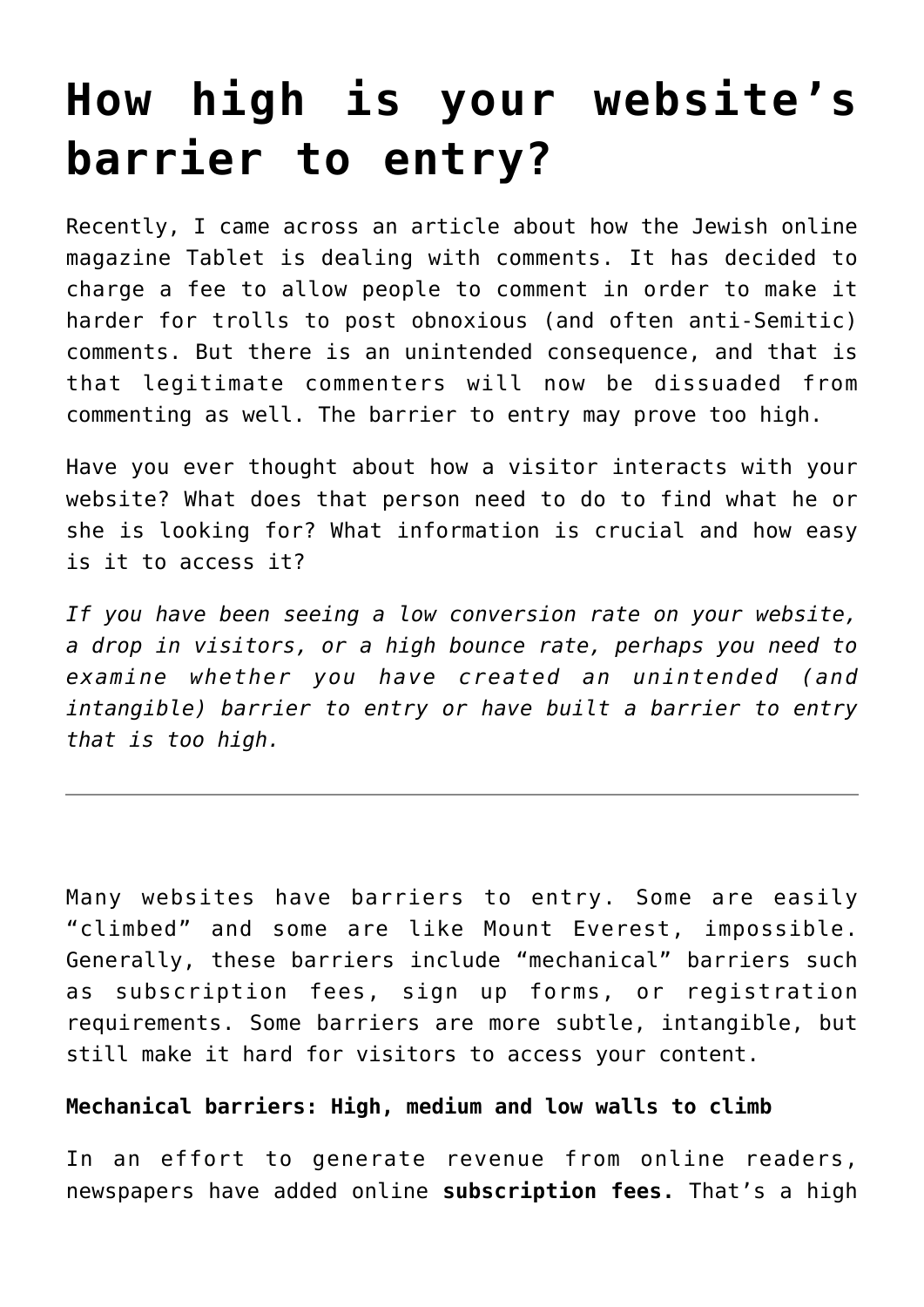# How high is your website's barrier to entry?

Recently, I came across an article about how the Jewish online magazine Tablet is dealing with comments. It has decided to charge a fee to allow people to comment in order to make it harder for trolls to post obnoxious (and often anti-Semitic) comments. But there is an unintended consequence, and that is that legitimate commenters will now be dissuaded from commenting as well. The barrier to entry may prove too high.

Have you ever thought about how a visitor interacts with your website? What does that person need to do to find what he or she is looking for? What information is crucial and how easy is it to access it?

*If you have been seeing a low conversion rate on your website, a drop in visitors, or a high bounce rate, perhaps you need to examine whether you have created an unintended (and intangible) barrier to entry or have built a barrier to entry that is too high.*

---

Many websites have barriers to entry. Some are easily "climbed" and some are like Mount Everest, impossible. Generally, these barriers include "mechanical" barriers such as subscription fees, sign up forms, or registration requirements. Some barriers are more subtle, intangible, but still make it hard for visitors to access your content.

**Mechanical barriers: High, medium and low walls to climb**

In an effort to generate revenue from online readers, newspapers have added online **subscription fees.** That's a high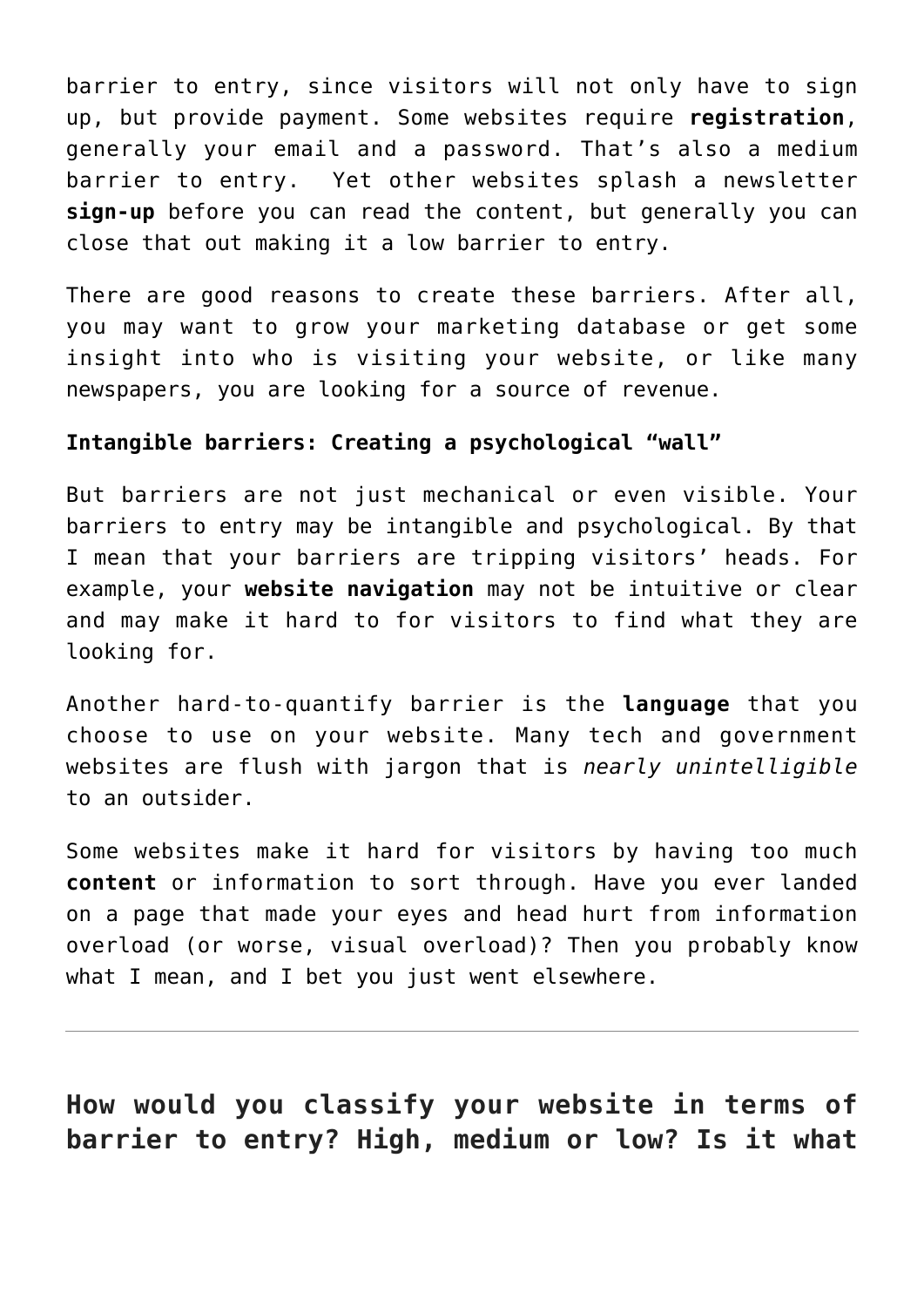barrier to entry, since visitors will not only have to sign up, but provide payment. Some websites require **registration**, generally your email and a password. That's also a medium barrier to entry. Yet other websites splash a newsletter **sign-up** before you can read the content, but generally you can close that out making it a low barrier to entry.

There are good reasons to create these barriers. After all, you may want to grow your marketing database or get some insight into who is visiting your website, or like many newspapers, you are looking for a source of revenue.

**Intangible barriers: Creating a psychological "wall"**

But barriers are not just mechanical or even visible. Your barriers to entry may be intangible and psychological. By that I mean that your barriers are tripping visitors' heads. For example, your **website navigation** may not be intuitive or clear and may make it hard to for visitors to find what they are looking for.

Another hard-to-quantify barrier is the **language** that you choose to use on your website. Many tech and government websites are flush with jargon that is *nearly unintelligible* to an outsider.

Some websites make it hard for visitors by having too much **content** or information to sort through. Have you ever landed on a page that made your eyes and head hurt from information overload (or worse, visual overload)? Then you probably know what I mean, and I bet you just went elsewhere.

---

## How would you classify your website in terms of barrier to entry? High, medium or low? Is it what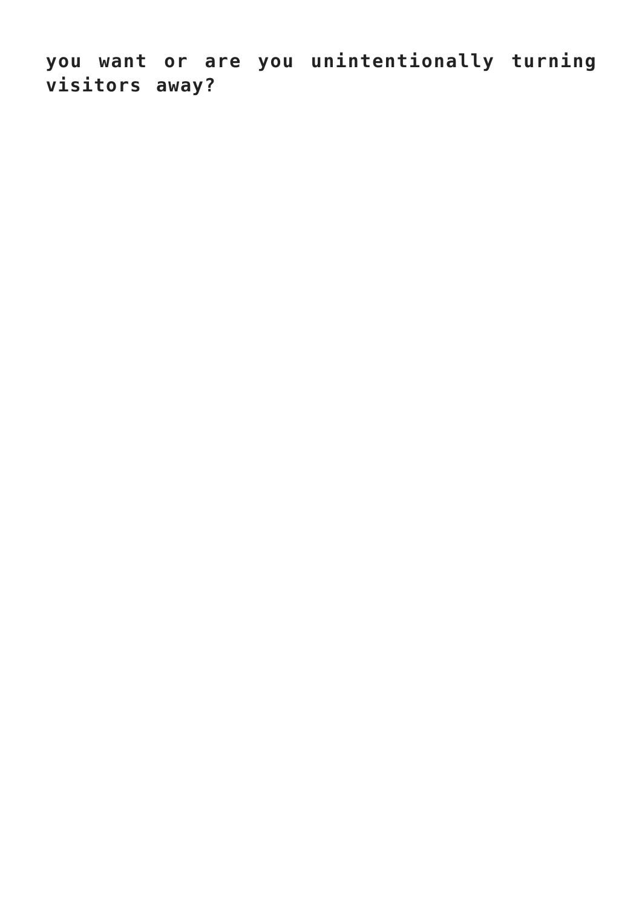**you want or are you unintentionally turning visitors away?**